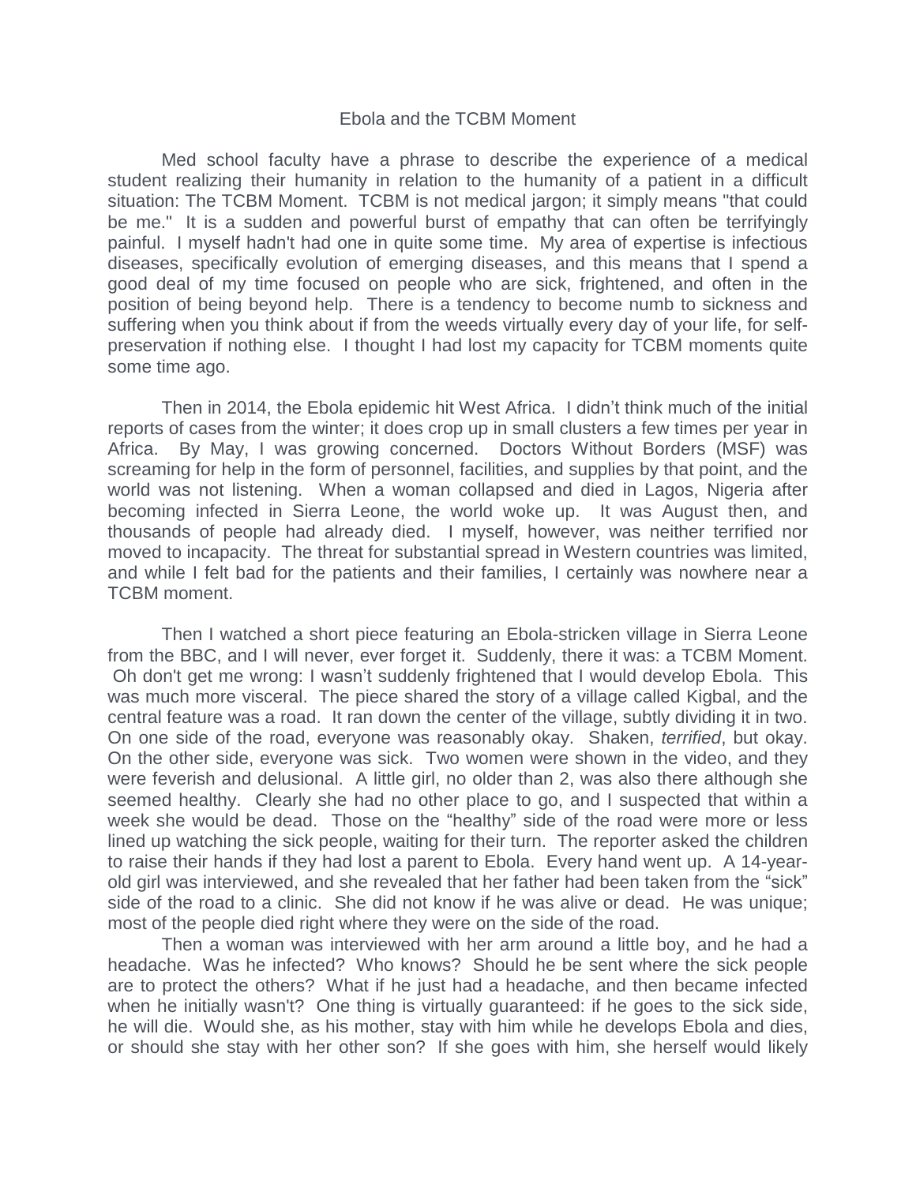# Ebola and the TCBM Moment

Med school faculty have a phrase to describe the experience of a medical student realizing their humanity in relation to the humanity of a patient in a difficult situation: The TCBM Moment. TCBM is not medical jargon; it simply means "that could be me." It is a sudden and powerful burst of empathy that can often be terrifyingly painful. I myself hadn't had one in quite some time. My area of expertise is infectious diseases, specifically evolution of emerging diseases, and this means that I spend a good deal of my time focused on people who are sick, frightened, and often in the position of being beyond help. There is a tendency to become numb to sickness and suffering when you think about if from the weeds virtually every day of your life, for self-preservation if nothing else. I thought I had lost my capacity for TCBM moments quite some time ago.

Then in 2014, the Ebola epidemic hit West Africa. I didn't think much of the initial reports of cases from the winter; it does crop up in small clusters a few times per year in Africa. By May, I was growing concerned. Doctors Without Borders (MSF) was screaming for help in the form of personnel, facilities, and supplies by that point, and the world was not listening. When a woman collapsed and died in Lagos, Nigeria after becoming infected in Sierra Leone, the world woke up. It was August then, and thousands of people had already died. I myself, however, was neither terrified nor moved to incapacity. The threat for substantial spread in Western countries was limited, and while I felt bad for the patients and their families, I certainly was nowhere near a TCBM moment.

Then I watched a short piece featuring an Ebola-stricken village in Sierra Leone from the BBC, and I will never, ever forget it. Suddenly, there it was: a TCBM Moment. Oh don't get me wrong: I wasn't suddenly frightened that I would develop Ebola. This was much more visceral. The piece shared the story of a village called Kigbal, and the central feature was a road. It ran down the center of the village, subtly dividing it in two. On one side of the road, everyone was reasonably okay. Shaken, *terrified*, but okay. On the other side, everyone was sick. Two women were shown in the video, and they were feverish and delusional. A little girl, no older than 2, was also there although she seemed healthy. Clearly she had no other place to go, and I suspected that within a week she would be dead. Those on the "healthy" side of the road were more or less lined up watching the sick people, waiting for their turn. The reporter asked the children to raise their hands if they had lost a parent to Ebola. Every hand went up. A 14-year-old girl was interviewed, and she revealed that her father had been taken from the "sick" side of the road to a clinic. She did not know if he was alive or dead. He was unique; most of the people died right where they were on the side of the road.

Then a woman was interviewed with her arm around a little boy, and he had a headache. Was he infected? Who knows? Should he be sent where the sick people are to protect the others? What if he just had a headache, and then became infected when he initially wasn't? One thing is virtually guaranteed: if he goes to the sick side, he will die. Would she, as his mother, stay with him while he develops Ebola and dies, or should she stay with her other son? If she goes with him, she herself would likely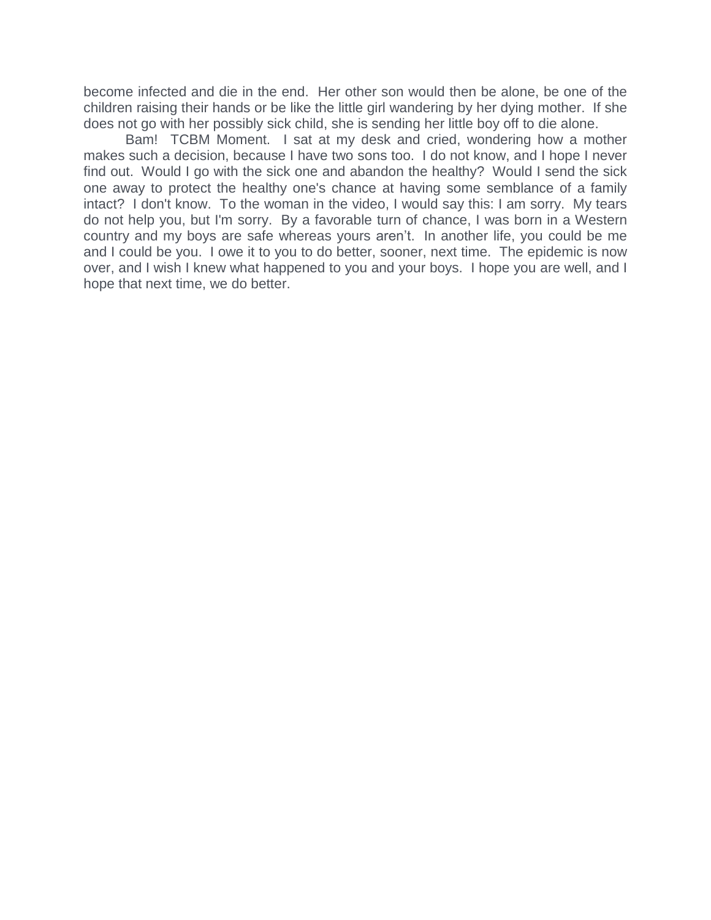become infected and die in the end. Her other son would then be alone, be one of the children raising their hands or be like the little girl wandering by her dying mother. If she does not go with her possibly sick child, she is sending her little boy off to die alone.

Bam! TCBM Moment. I sat at my desk and cried, wondering how a mother makes such a decision, because I have two sons too. I do not know, and I hope I never find out. Would I go with the sick one and abandon the healthy? Would I send the sick one away to protect the healthy one's chance at having some semblance of a family intact? I don't know. To the woman in the video, I would say this: I am sorry. My tears do not help you, but I'm sorry. By a favorable turn of chance, I was born in a Western country and my boys are safe whereas yours aren't. In another life, you could be me and I could be you. I owe it to you to do better, sooner, next time. The epidemic is now over, and I wish I knew what happened to you and your boys. I hope you are well, and I hope that next time, we do better.